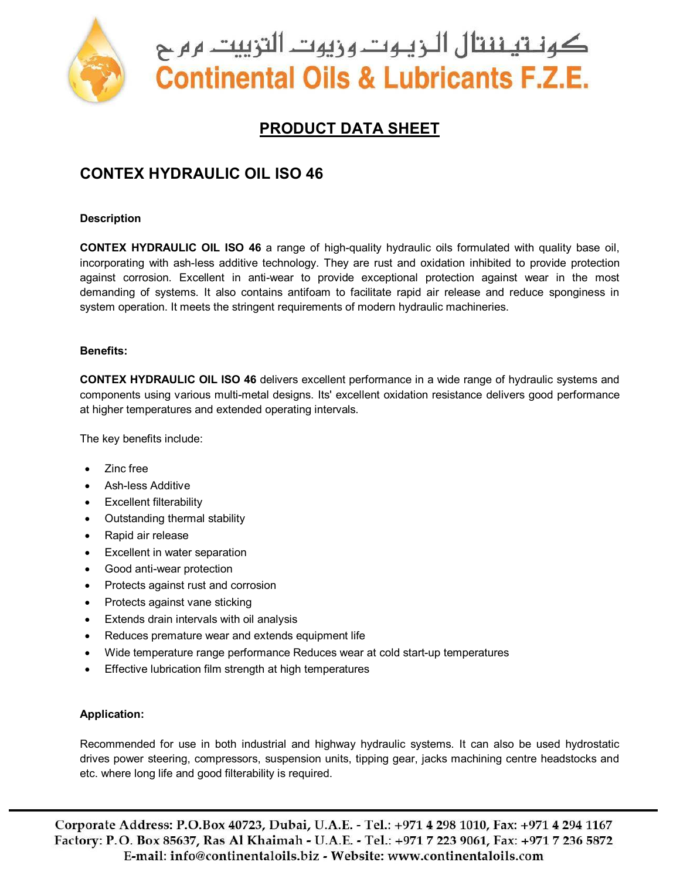كونتيننتال الزيوت وزيوت التزييت م م ح

Continental Oils & Lubricants F.Z.E.

# PRODUCT DATA SHEET

## CONTEX HYDRAULIC OIL ISO 46

### Description

**CONTEX HYDRAULIC OIL ISO 46** a range of high-quality hydraulic oils formulated with quality base oil, incorporating with ash-less additive technology. They are rust and oxidation inhibited to provide protection against corrosion. Excellent in anti-wear to provide exceptional protection against wear in the most demanding of systems. It also contains antifoam to facilitate rapid air release and reduce sponginess in system operation. It meets the stringent requirements of modern hydraulic machineries.

### Benefits:

**CONTEX HYDRAULIC OIL ISO 46** delivers excellent performance in a wide range of hydraulic systems and components using various multi-metal designs. Its' excellent oxidation resistance delivers good performance at higher temperatures and extended operating intervals.

The key benefits include:

- Zinc free
- Ash-less Additive
- Excellent filterability
- Outstanding thermal stability
- Rapid air release
- Excellent in water separation
- Good anti-wear protection
- Protects against rust and corrosion
- Protects against vane sticking
- Extends drain intervals with oil analysis
- Reduces premature wear and extends equipment life
- Wide temperature range performance Reduces wear at cold start-up temperatures
- Effective lubrication film strength at high temperatures

### Application:

Recommended for use in both industrial and highway hydraulic systems. It can also be used hydrostatic drives power steering, compressors, suspension units, tipping gear, jacks machining centre headstocks and etc. where long life and good filterability is required.

Corporate Address: P.O.Box 40723, Dubai, U.A.E. - Tel.: +971 4 298 1010, Fax: +971 4 294 1167
Factory: P.O. Box 85637, Ras Al Khaimah - U.A.E. - Tel.: +971 7 223 9061, Fax: +971 7 236 5872
E-mail: info@continentaloils.biz - Website: www.continentaloils.com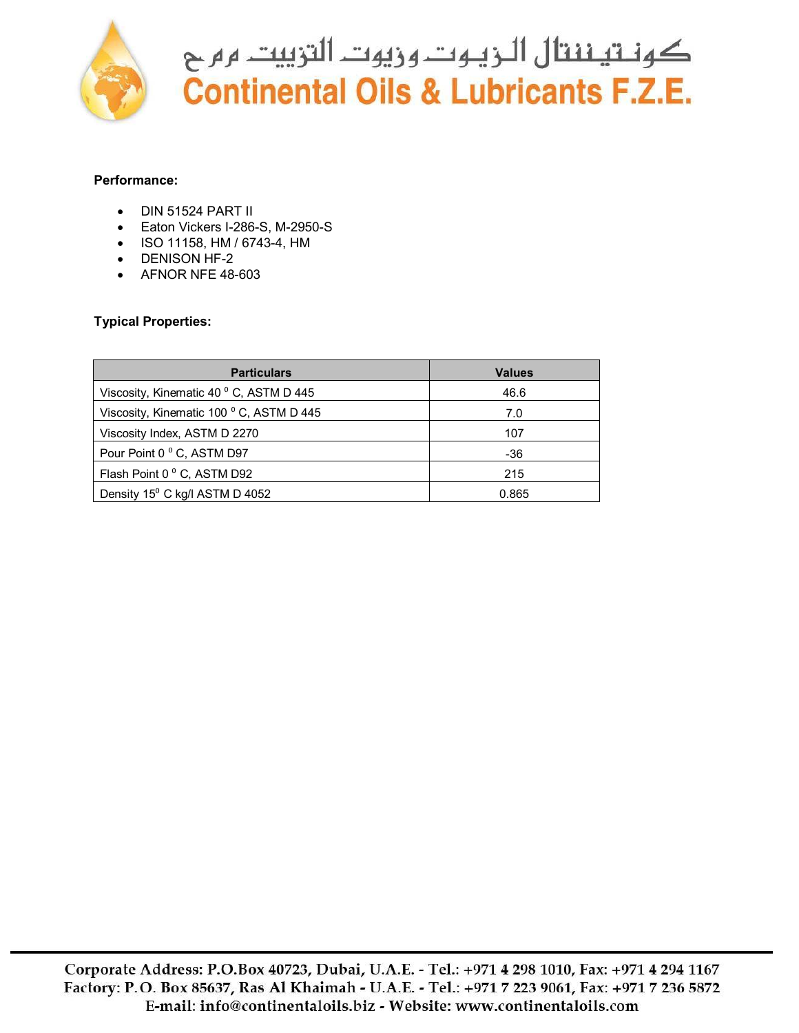**Performance:**

- DIN 51524 PART II
- Eaton Vickers I-286-S, M-2950-S
- ISO 11158, HM / 6743-4, HM
- DENISON HF-2
- AFNOR NFE 48-603

**Typical Properties:**

| Particulars | Values |
|---|---|
| Viscosity, Kinematic 40 $^{o}$ C, ASTM D 445 | 46.6 |
| Viscosity, Kinematic 100 $^{o}$ C, ASTM D 445 | 7.0 |
| Viscosity Index, ASTM D 2270 | 107 |
| Pour Point 0 $^{o}$ C, ASTM D97 | -36 |
| Flash Point 0 $^{o}$ C, ASTM D92 | 215 |
| Density 15$^{0}$ C kg/l ASTM D 4052 | 0.865 |